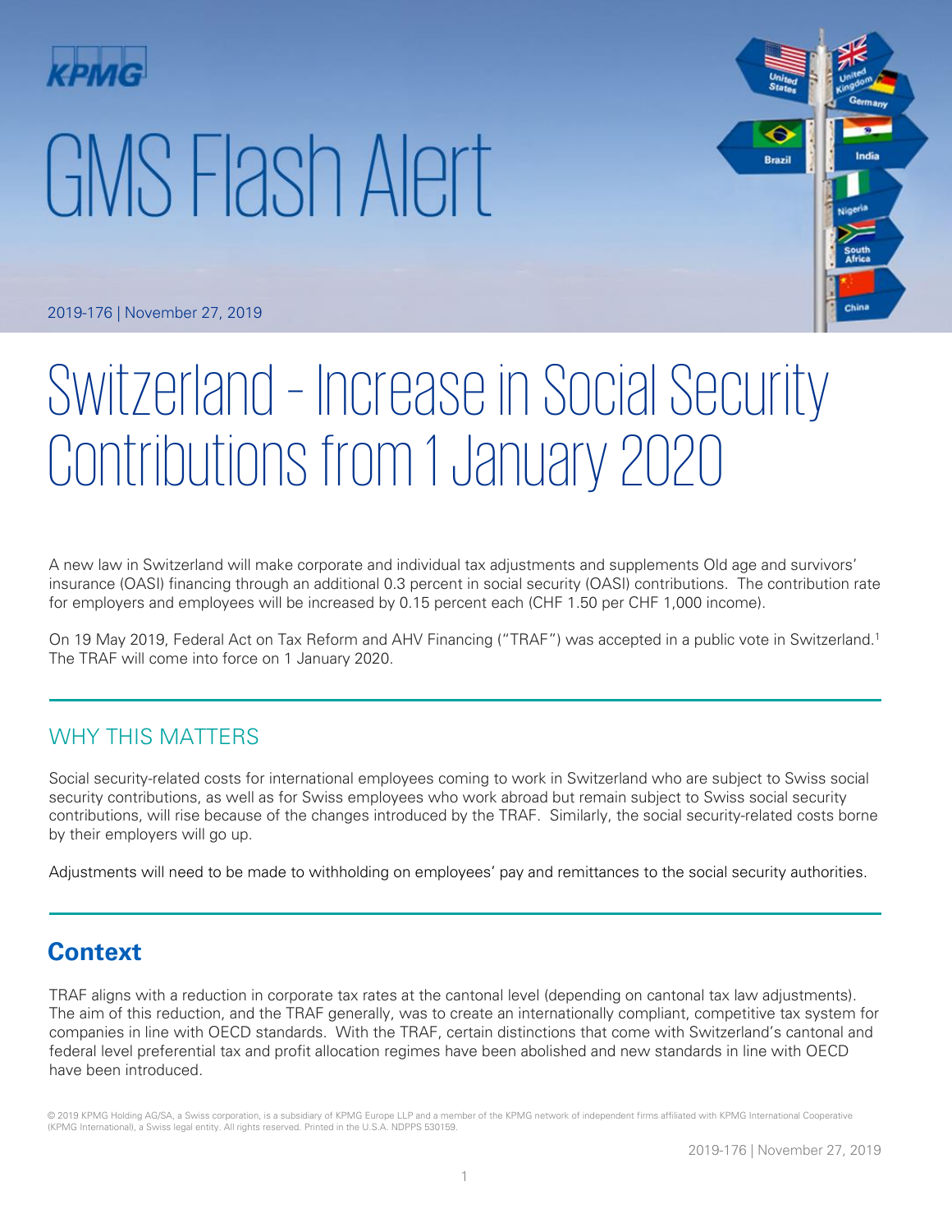KPMG

# GMS Flash Alert

2019-176 | November 27, 2019

# Switzerland – Increase in Social Security Contributions from 1 January 2020

A new law in Switzerland will make corporate and individual tax adjustments and supplements Old age and survivors' insurance (OASI) financing through an additional 0.3 percent in social security (OASI) contributions. The contribution rate for employers and employees will be increased by 0.15 percent each (CHF 1.50 per CHF 1,000 income).

On 19 May 2019, Federal Act on Tax Reform and AHV Financing ("TRAF") was accepted in a public vote in Switzerland.[1] The TRAF will come into force on 1 January 2020.

## WHY THIS MATTERS

Social security-related costs for international employees coming to work in Switzerland who are subject to Swiss social security contributions, as well as for Swiss employees who work abroad but remain subject to Swiss social security contributions, will rise because of the changes introduced by the TRAF. Similarly, the social security-related costs borne by their employers will go up.

Adjustments will need to be made to withholding on employees' pay and remittances to the social security authorities.

## Context

TRAF aligns with a reduction in corporate tax rates at the cantonal level (depending on cantonal tax law adjustments). The aim of this reduction, and the TRAF generally, was to create an internationally compliant, competitive tax system for companies in line with OECD standards. With the TRAF, certain distinctions that come with Switzerland's cantonal and federal level preferential tax and profit allocation regimes have been abolished and new standards in line with OECD have been introduced.

© 2019 KPMG Holding AG/SA, a Swiss corporation, is a subsidiary of KPMG Europe LLP and a member of the KPMG network of independent firms affiliated with KPMG International Cooperative (KPMG International), a Swiss legal entity. All rights reserved. Printed in the U.S.A. NDPPS 530159.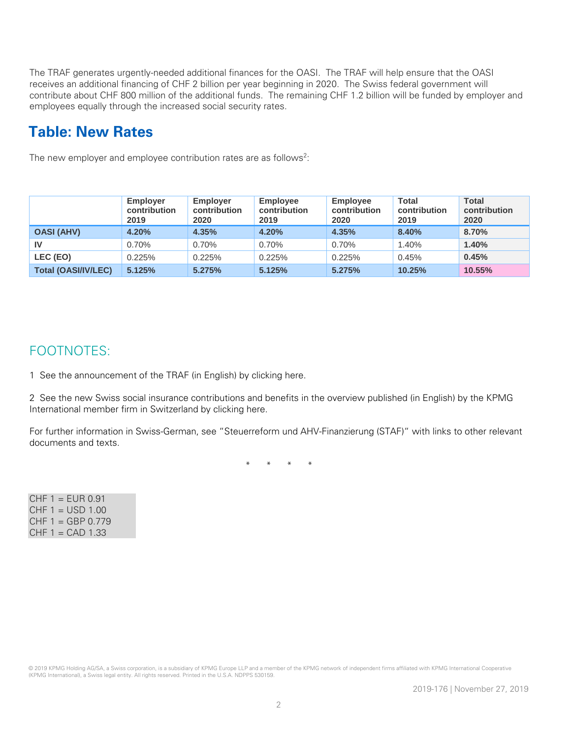The TRAF generates urgently-needed additional finances for the OASI. The TRAF will help ensure that the OASI receives an additional financing of CHF 2 billion per year beginning in 2020. The Swiss federal government will contribute about CHF 800 million of the additional funds. The remaining CHF 1.2 billion will be funded by employer and employees equally through the increased social security rates.

## Table: New Rates

The new employer and employee contribution rates are as follows[2]:

| | Employer contribution 2019 | Employer contribution 2020 | Employee contribution 2019 | Employee contribution 2020 | Total contribution 2019 | Total contribution 2020 |
|---|---|---|---|---|---|---|
| **OASI (AHV)** | **4.20%** | **4.35%** | **4.20%** | **4.35%** | **8.40%** | **8.70%** |
| **IV** | 0.70% | 0.70% | 0.70% | 0.70% | 1.40% | **1.40%** |
| **LEC (EO)** | 0.225% | 0.225% | 0.225% | 0.225% | 0.45% | **0.45%** |
| **Total (OASI/IV/LEC)** | **5.125%** | **5.275%** | **5.125%** | **5.275%** | **10.25%** | **10.55%** |

## FOOTNOTES:

1 See the announcement of the TRAF (in English) by clicking here.

2 See the new Swiss social insurance contributions and benefits in the overview published (in English) by the KPMG International member firm in Switzerland by clicking here.

For further information in Swiss-German, see "Steuerreform und AHV-Finanzierung (STAF)" with links to other relevant documents and texts.

\* \* \* \*

CHF 1 = EUR 0.91
CHF 1 = USD 1.00
CHF 1 = GBP 0.779
CHF 1 = CAD 1.33

© 2019 KPMG Holding AG/SA, a Swiss corporation, is a subsidiary of KPMG Europe LLP and a member of the KPMG network of independent firms affiliated with KPMG International Cooperative (KPMG International), a Swiss legal entity. All rights reserved. Printed in the U.S.A. NDPPS 530159.

2019-176 | November 27, 2019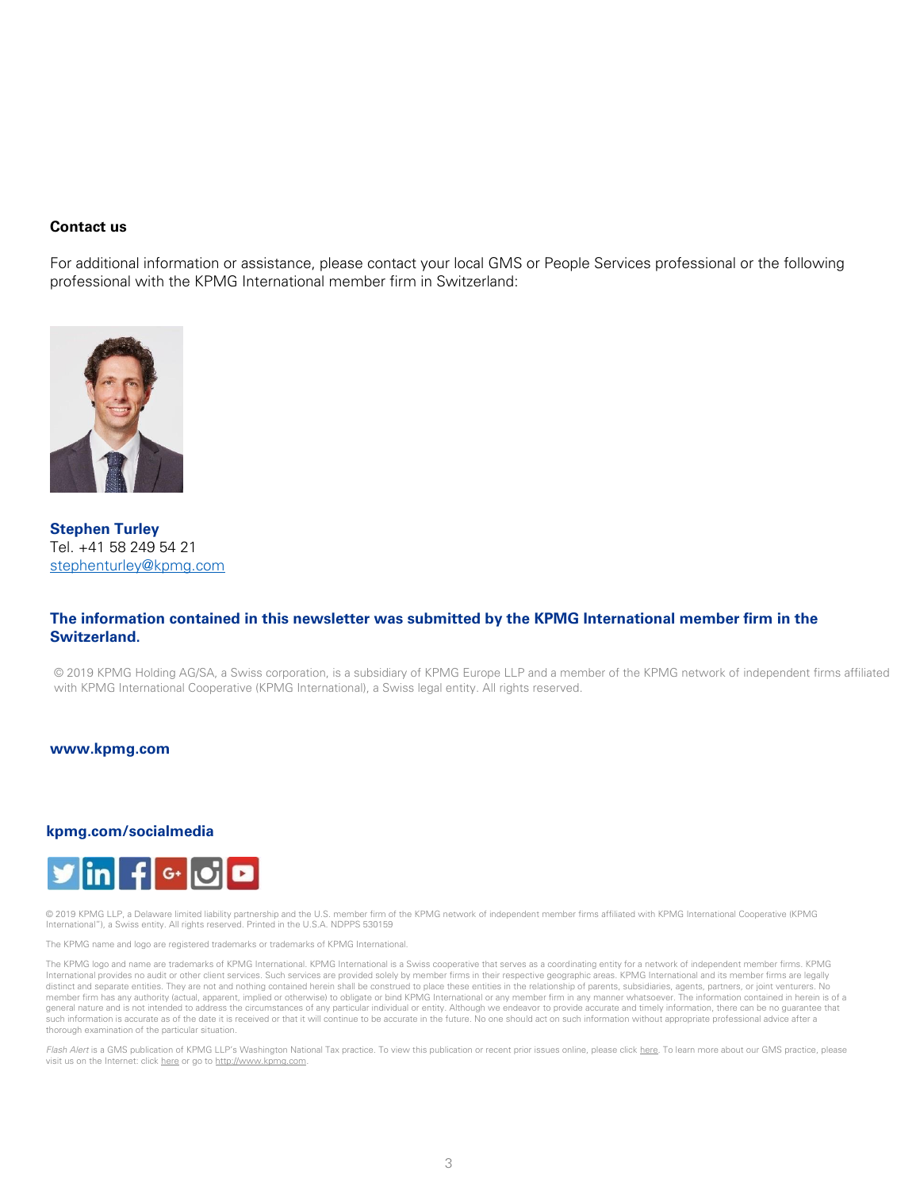**Contact us**

For additional information or assistance, please contact your local GMS or People Services professional or the following professional with the KPMG International member firm in Switzerland:

**Stephen Turley**
Tel. +41 58 249 54 21
stephenturley@kpmg.com

**The information contained in this newsletter was submitted by the KPMG International member firm in the Switzerland.**

© 2019 KPMG Holding AG/SA, a Swiss corporation, is a subsidiary of KPMG Europe LLP and a member of the KPMG network of independent firms affiliated with KPMG International Cooperative (KPMG International), a Swiss legal entity. All rights reserved.

**www.kpmg.com**

**kpmg.com/socialmedia**

© 2019 KPMG LLP, a Delaware limited liability partnership and the U.S. member firm of the KPMG network of independent member firms affiliated with KPMG International Cooperative (KPMG International"), a Swiss entity. All rights reserved. Printed in the U.S.A. NDPPS 530159

The KPMG name and logo are registered trademarks or trademarks of KPMG International.

The KPMG logo and name are trademarks of KPMG International. KPMG International is a Swiss cooperative that serves as a coordinating entity for a network of independent member firms. KPMG International provides no audit or other client services. Such services are provided solely by member firms in their respective geographic areas. KPMG International and its member firms are legally distinct and separate entities. They are not and nothing contained herein shall be construed to place these entities in the relationship of parents, subsidiaries, agents, partners, or joint venturers. No member firm has any authority (actual, apparent, implied or otherwise) to obligate or bind KPMG International or any member firm in any manner whatsoever. The information contained in herein is of a general nature and is not intended to address the circumstances of any particular individual or entity. Although we endeavor to provide accurate and timely information, there can be no guarantee that such information is accurate as of the date it is received or that it will continue to be accurate in the future. No one should act on such information without appropriate professional advice after a thorough examination of the particular situation.

*Flash Alert* is a GMS publication of KPMG LLP's Washington National Tax practice. To view this publication or recent prior issues online, please click here. To learn more about our GMS practice, please visit us on the Internet: click here or go to http://www.kpmg.com.